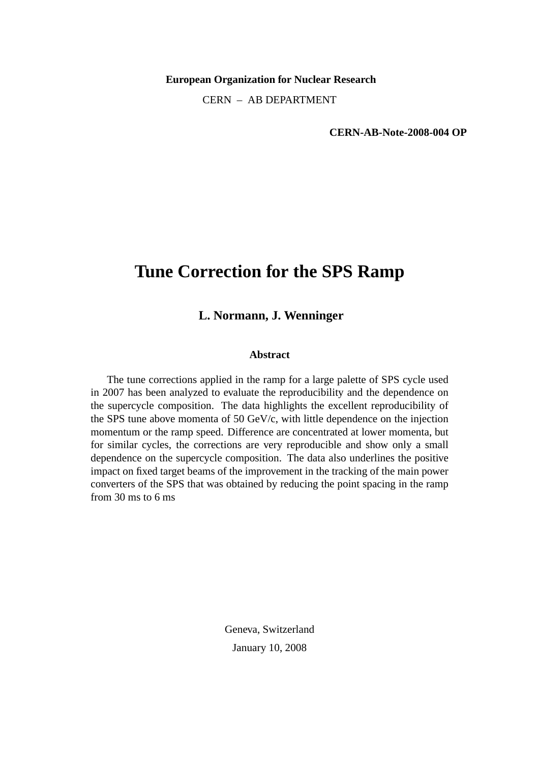**European Organization for Nuclear Research**

CERN – AB DEPARTMENT

**CERN-AB-Note-2008-004 OP**

# Tune Correction for the SPS Ramp

**L. Normann, J. Wenninger**

**Abstract**

The tune corrections applied in the ramp for a large palette of SPS cycle used in 2007 has been analyzed to evaluate the reproducibility and the dependence on the supercycle composition. The data highlights the excellent reproducibility of the SPS tune above momenta of 50 GeV/c, with little dependence on the injection momentum or the ramp speed. Difference are concentrated at lower momenta, but for similar cycles, the corrections are very reproducible and show only a small dependence on the supercycle composition. The data also underlines the positive impact on fixed target beams of the improvement in the tracking of the main power converters of the SPS that was obtained by reducing the point spacing in the ramp from 30 ms to 6 ms

Geneva, Switzerland

January 10, 2008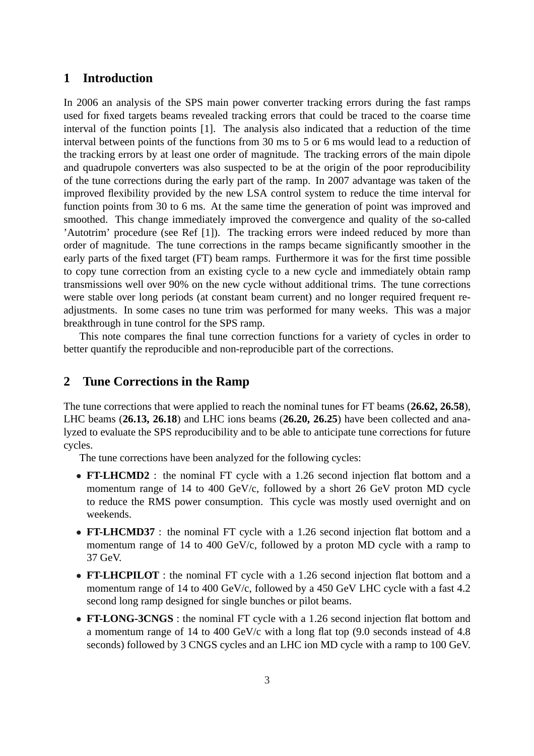# 1 Introduction

In 2006 an analysis of the SPS main power converter tracking errors during the fast ramps used for fixed targets beams revealed tracking errors that could be traced to the coarse time interval of the function points [1]. The analysis also indicated that a reduction of the time interval between points of the functions from 30 ms to 5 or 6 ms would lead to a reduction of the tracking errors by at least one order of magnitude. The tracking errors of the main dipole and quadrupole converters was also suspected to be at the origin of the poor reproducibility of the tune corrections during the early part of the ramp. In 2007 advantage was taken of the improved flexibility provided by the new LSA control system to reduce the time interval for function points from 30 to 6 ms. At the same time the generation of point was improved and smoothed. This change immediately improved the convergence and quality of the so-called 'Autotrim' procedure (see Ref [1]). The tracking errors were indeed reduced by more than order of magnitude. The tune corrections in the ramps became significantly smoother in the early parts of the fixed target (FT) beam ramps. Furthermore it was for the first time possible to copy tune correction from an existing cycle to a new cycle and immediately obtain ramp transmissions well over 90% on the new cycle without additional trims. The tune corrections were stable over long periods (at constant beam current) and no longer required frequent re-adjustments. In some cases no tune trim was performed for many weeks. This was a major breakthrough in tune control for the SPS ramp.

This note compares the final tune correction functions for a variety of cycles in order to better quantify the reproducible and non-reproducible part of the corrections.

# 2 Tune Corrections in the Ramp

The tune corrections that were applied to reach the nominal tunes for FT beams (**26.62, 26.58**), LHC beams (**26.13, 26.18**) and LHC ions beams (**26.20, 26.25**) have been collected and analyzed to evaluate the SPS reproducibility and to be able to anticipate tune corrections for future cycles.

The tune corrections have been analyzed for the following cycles:

- **FT-LHCMD2** : the nominal FT cycle with a 1.26 second injection flat bottom and a momentum range of 14 to 400 GeV/c, followed by a short 26 GeV proton MD cycle to reduce the RMS power consumption. This cycle was mostly used overnight and on weekends.
- **FT-LHCMD37** : the nominal FT cycle with a 1.26 second injection flat bottom and a momentum range of 14 to 400 GeV/c, followed by a proton MD cycle with a ramp to 37 GeV.
- **FT-LHCPILOT** : the nominal FT cycle with a 1.26 second injection flat bottom and a momentum range of 14 to 400 GeV/c, followed by a 450 GeV LHC cycle with a fast 4.2 second long ramp designed for single bunches or pilot beams.
- **FT-LONG-3CNGS** : the nominal FT cycle with a 1.26 second injection flat bottom and a momentum range of 14 to 400 GeV/c with a long flat top (9.0 seconds instead of 4.8 seconds) followed by 3 CNGS cycles and an LHC ion MD cycle with a ramp to 100 GeV.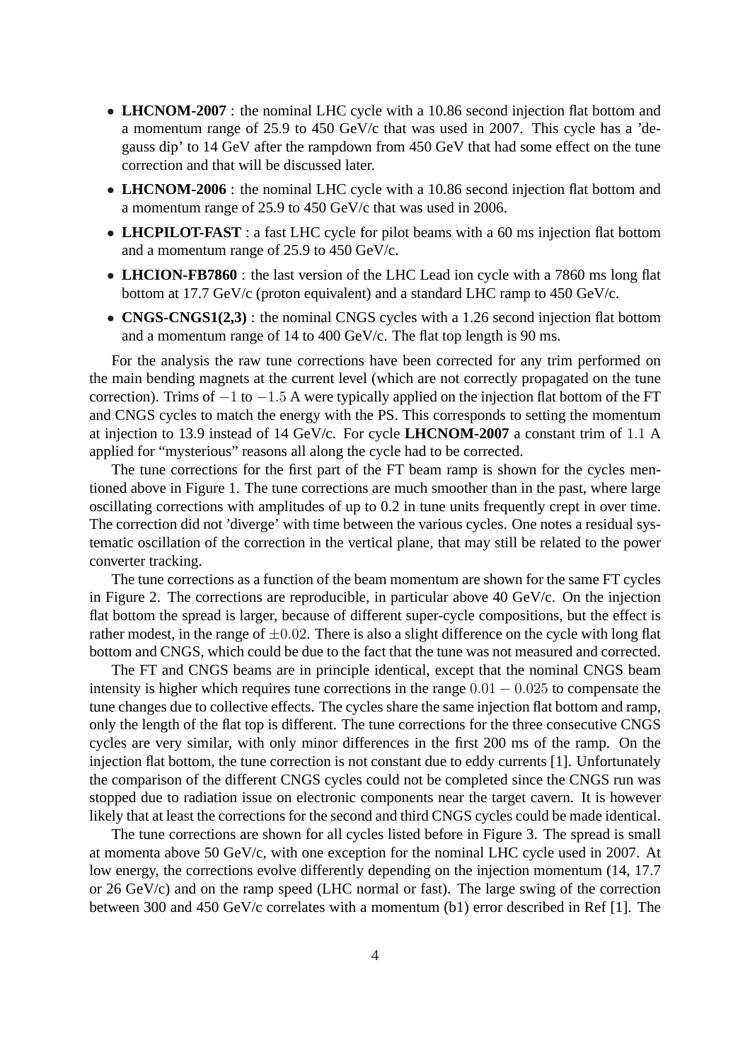- **LHCNOM-2007** : the nominal LHC cycle with a 10.86 second injection flat bottom and a momentum range of 25.9 to 450 GeV/c that was used in 2007. This cycle has a 'degauss dip' to 14 GeV after the rampdown from 450 GeV that had some effect on the tune correction and that will be discussed later.
- **LHCNOM-2006** : the nominal LHC cycle with a 10.86 second injection flat bottom and a momentum range of 25.9 to 450 GeV/c that was used in 2006.
- **LHCPILOT-FAST** : a fast LHC cycle for pilot beams with a 60 ms injection flat bottom and a momentum range of 25.9 to 450 GeV/c.
- **LHCION-FB7860** : the last version of the LHC Lead ion cycle with a 7860 ms long flat bottom at 17.7 GeV/c (proton equivalent) and a standard LHC ramp to 450 GeV/c.
- **CNGS-CNGS1(2,3)** : the nominal CNGS cycles with a 1.26 second injection flat bottom and a momentum range of 14 to 400 GeV/c. The flat top length is 90 ms.

For the analysis the raw tune corrections have been corrected for any trim performed on the main bending magnets at the current level (which are not correctly propagated on the tune correction). Trims of $-1$ to $-1.5$ A were typically applied on the injection flat bottom of the FT and CNGS cycles to match the energy with the PS. This corresponds to setting the momentum at injection to 13.9 instead of 14 GeV/c. For cycle **LHCNOM-2007** a constant trim of $1.1$ A applied for "mysterious" reasons all along the cycle had to be corrected.

The tune corrections for the first part of the FT beam ramp is shown for the cycles mentioned above in Figure 1. The tune corrections are much smoother than in the past, where large oscillating corrections with amplitudes of up to 0.2 in tune units frequently crept in over time. The correction did not 'diverge' with time between the various cycles. One notes a residual systematic oscillation of the correction in the vertical plane, that may still be related to the power converter tracking.

The tune corrections as a function of the beam momentum are shown for the same FT cycles in Figure 2. The corrections are reproducible, in particular above 40 GeV/c. On the injection flat bottom the spread is larger, because of different super-cycle compositions, but the effect is rather modest, in the range of $\pm 0.02$. There is also a slight difference on the cycle with long flat bottom and CNGS, which could be due to the fact that the tune was not measured and corrected.

The FT and CNGS beams are in principle identical, except that the nominal CNGS beam intensity is higher which requires tune corrections in the range $0.01 - 0.025$ to compensate the tune changes due to collective effects. The cycles share the same injection flat bottom and ramp, only the length of the flat top is different. The tune corrections for the three consecutive CNGS cycles are very similar, with only minor differences in the first 200 ms of the ramp. On the injection flat bottom, the tune correction is not constant due to eddy currents [1]. Unfortunately the comparison of the different CNGS cycles could not be completed since the CNGS run was stopped due to radiation issue on electronic components near the target cavern. It is however likely that at least the corrections for the second and third CNGS cycles could be made identical.

The tune corrections are shown for all cycles listed before in Figure 3. The spread is small at momenta above 50 GeV/c, with one exception for the nominal LHC cycle used in 2007. At low energy, the corrections evolve differently depending on the injection momentum (14, 17.7 or 26 GeV/c) and on the ramp speed (LHC normal or fast). The large swing of the correction between 300 and 450 GeV/c correlates with a momentum (b1) error described in Ref [1]. The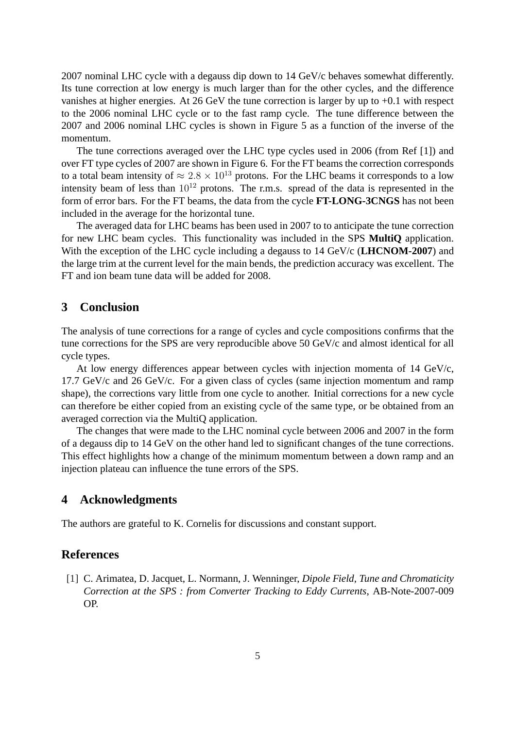2007 nominal LHC cycle with a degauss dip down to 14 GeV/c behaves somewhat differently. Its tune correction at low energy is much larger than for the other cycles, and the difference vanishes at higher energies. At 26 GeV the tune correction is larger by up to +0.1 with respect to the 2006 nominal LHC cycle or to the fast ramp cycle. The tune difference between the 2007 and 2006 nominal LHC cycles is shown in Figure 5 as a function of the inverse of the momentum.

The tune corrections averaged over the LHC type cycles used in 2006 (from Ref [1]) and over FT type cycles of 2007 are shown in Figure 6. For the FT beams the correction corresponds to a total beam intensity of $\approx 2.8 \times 10^{13}$ protons. For the LHC beams it corresponds to a low intensity beam of less than $10^{12}$ protons. The r.m.s. spread of the data is represented in the form of error bars. For the FT beams, the data from the cycle **FT-LONG-3CNGS** has not been included in the average for the horizontal tune.

The averaged data for LHC beams has been used in 2007 to to anticipate the tune correction for new LHC beam cycles. This functionality was included in the SPS **MultiQ** application. With the exception of the LHC cycle including a degauss to 14 GeV/c (**LHCNOM-2007**) and the large trim at the current level for the main bends, the prediction accuracy was excellent. The FT and ion beam tune data will be added for 2008.

## 3 Conclusion

The analysis of tune corrections for a range of cycles and cycle compositions confirms that the tune corrections for the SPS are very reproducible above 50 GeV/c and almost identical for all cycle types.

At low energy differences appear between cycles with injection momenta of 14 GeV/c, 17.7 GeV/c and 26 GeV/c. For a given class of cycles (same injection momentum and ramp shape), the corrections vary little from one cycle to another. Initial corrections for a new cycle can therefore be either copied from an existing cycle of the same type, or be obtained from an averaged correction via the MultiQ application.

The changes that were made to the LHC nominal cycle between 2006 and 2007 in the form of a degauss dip to 14 GeV on the other hand led to significant changes of the tune corrections. This effect highlights how a change of the minimum momentum between a down ramp and an injection plateau can influence the tune errors of the SPS.

## 4 Acknowledgments

The authors are grateful to K. Cornelis for discussions and constant support.

## References

[1] C. Arimatea, D. Jacquet, L. Normann, J. Wenninger, *Dipole Field, Tune and Chromaticity Correction at the SPS : from Converter Tracking to Eddy Currents*, AB-Note-2007-009 OP.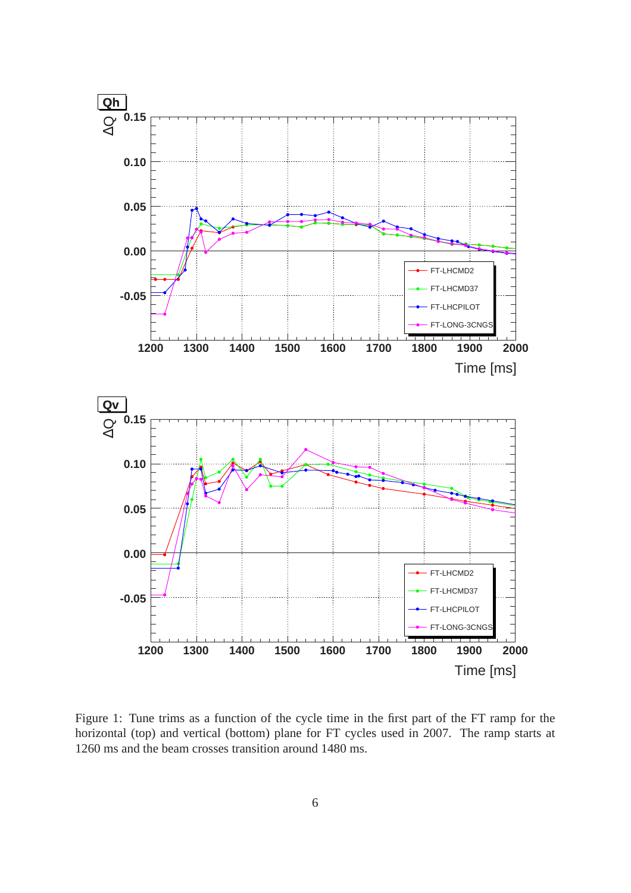Figure 1: Tune trims as a function of the cycle time in the first part of the FT ramp for the horizontal (top) and vertical (bottom) plane for FT cycles used in 2007. The ramp starts at 1260 ms and the beam crosses transition around 1480 ms.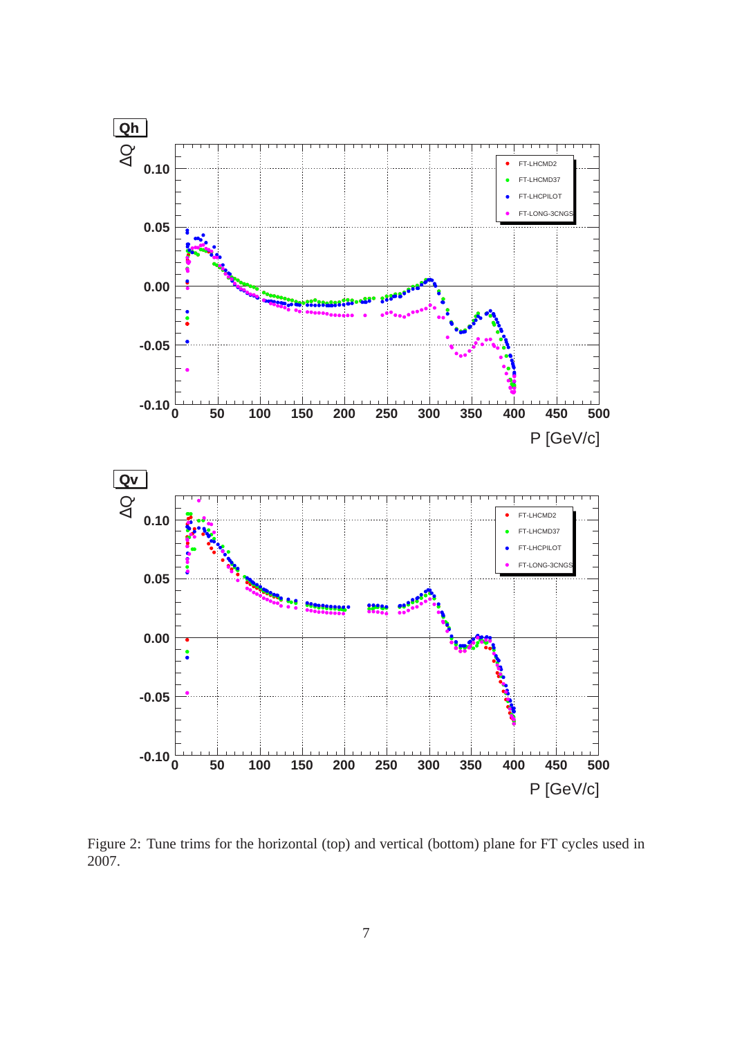Figure 2: Tune trims for the horizontal (top) and vertical (bottom) plane for FT cycles used in 2007.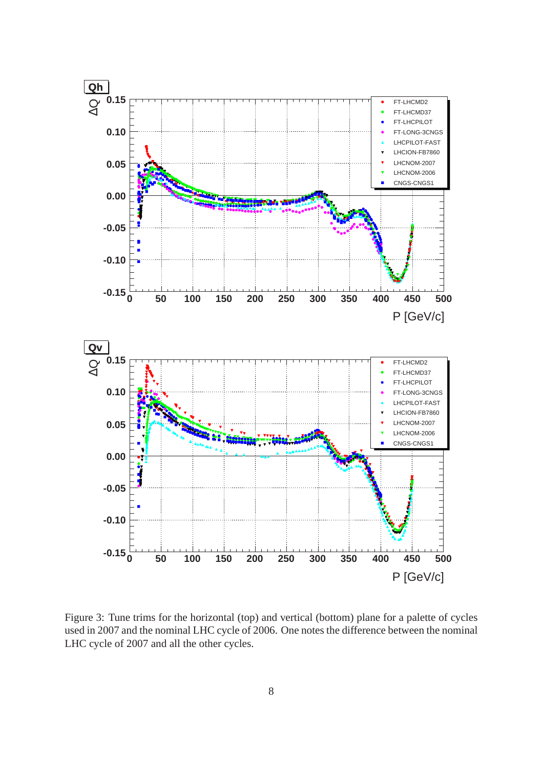Figure 3: Tune trims for the horizontal (top) and vertical (bottom) plane for a palette of cycles used in 2007 and the nominal LHC cycle of 2006. One notes the difference between the nominal LHC cycle of 2007 and all the other cycles.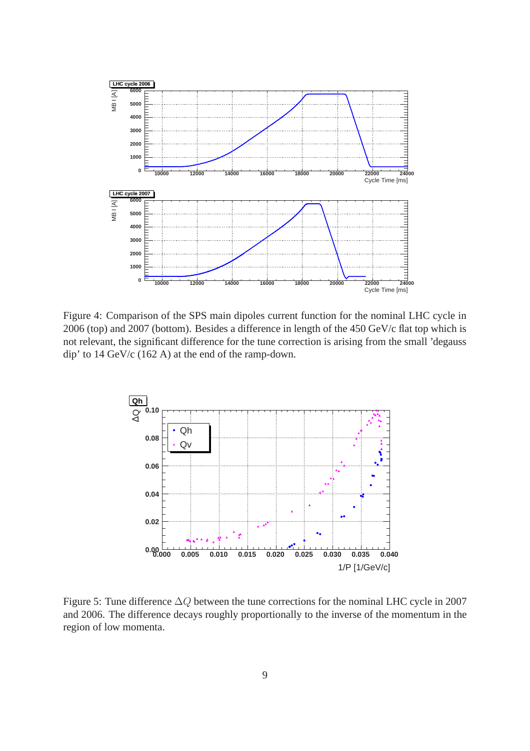Figure 4: Comparison of the SPS main dipoles current function for the nominal LHC cycle in 2006 (top) and 2007 (bottom). Besides a difference in length of the 450 GeV/c flat top which is not relevant, the significant difference for the tune correction is arising from the small 'degauss dip' to 14 GeV/c (162 A) at the end of the ramp-down.

Figure 5: Tune difference $\Delta Q$ between the tune corrections for the nominal LHC cycle in 2007 and 2006. The difference decays roughly proportionally to the inverse of the momentum in the region of low momenta.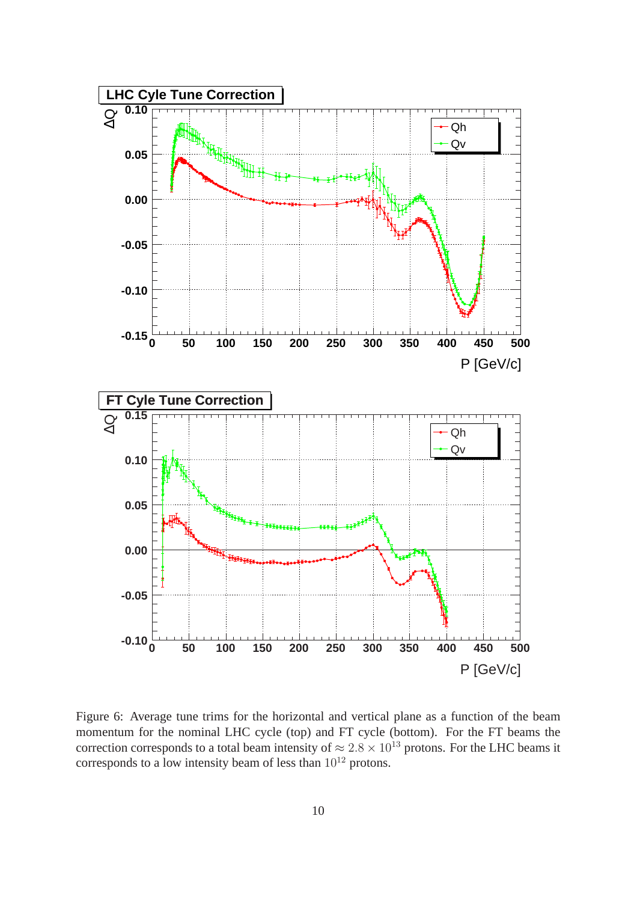LHC Cyle Tune Correction

ΔQ

0.10

0.05

0.00

-0.05

-0.10

-0.15

0 50 100 150 200 250 300 350 400 450 500

P [GeV/c]

Qh

Qv

FT Cyle Tune Correction

ΔQ

0.15

0.10

0.05

0.00

-0.05

-0.10

0 50 100 150 200 250 300 350 400 450 500

P [GeV/c]

Qh

Qv

Figure 6: Average tune trims for the horizontal and vertical plane as a function of the beam momentum for the nominal LHC cycle (top) and FT cycle (bottom). For the FT beams the correction corresponds to a total beam intensity of $\approx 2.8 \times 10^{13}$ protons. For the LHC beams it corresponds to a low intensity beam of less than $10^{12}$ protons.